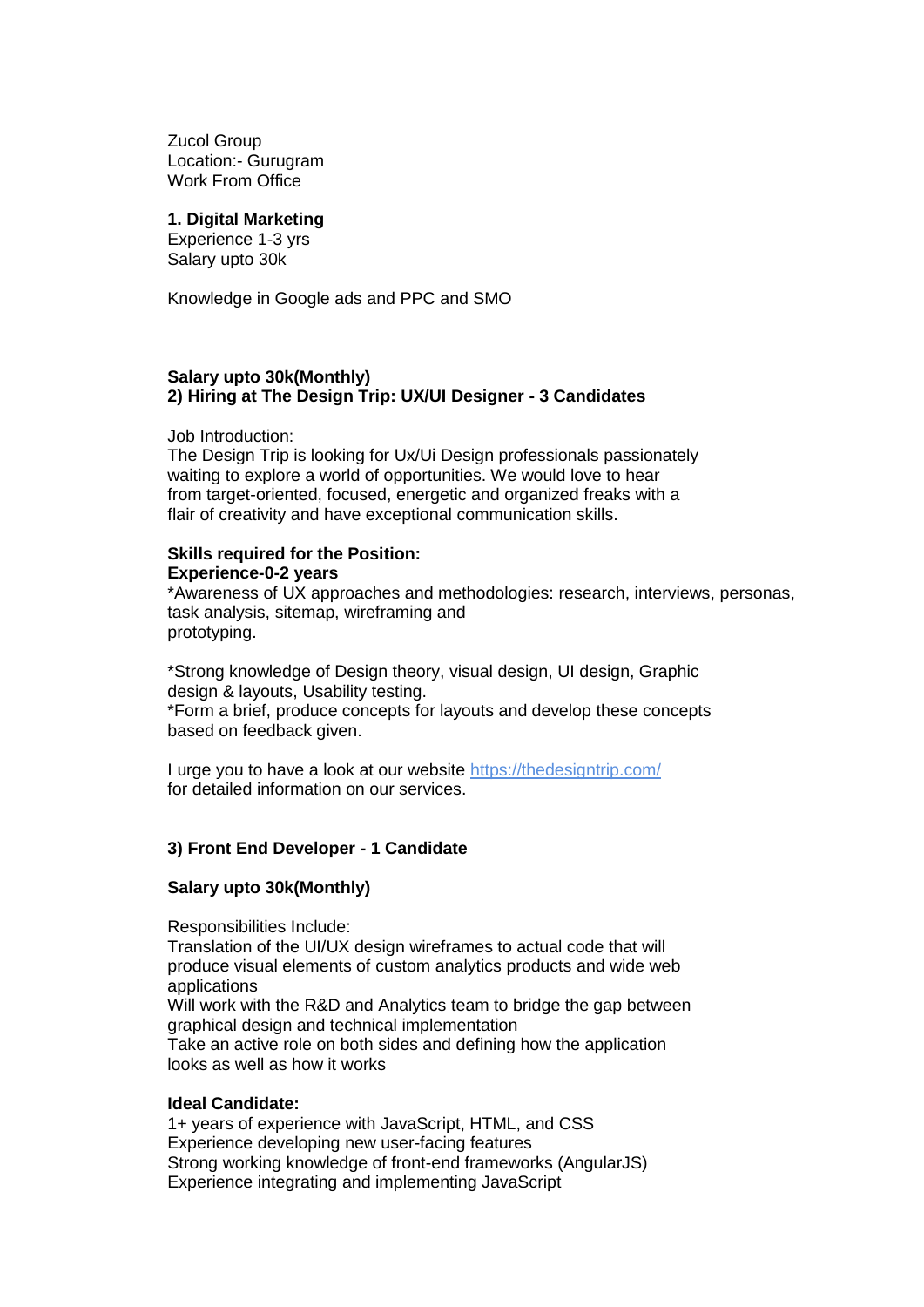Zucol Group
Location:- Gurugram
Work From Office

**1. Digital Marketing**
Experience 1-3 yrs
Salary upto 30k

Knowledge in Google ads and PPC and SMO

**Salary upto 30k(Monthly)**
**2) Hiring at The Design Trip: UX/UI Designer - 3 Candidates**

Job Introduction:
The Design Trip is looking for Ux/Ui Design professionals passionately waiting to explore a world of opportunities. We would love to hear from target-oriented, focused, energetic and organized freaks with a flair of creativity and have exceptional communication skills.

**Skills required for the Position:**
**Experience-0-2 years**
*Awareness of UX approaches and methodologies: research, interviews, personas, task analysis, sitemap, wireframing and prototyping.

*Strong knowledge of Design theory, visual design, UI design, Graphic design & layouts, Usability testing.
*Form a brief, produce concepts for layouts and develop these concepts based on feedback given.

I urge you to have a look at our website [https://thedesigntrip.com/](https://thedesigntrip.com/) for detailed information on our services.

**3) Front End Developer - 1 Candidate**

**Salary upto 30k(Monthly)**

Responsibilities Include:
Translation of the UI/UX design wireframes to actual code that will produce visual elements of custom analytics products and wide web applications
Will work with the R&D and Analytics team to bridge the gap between graphical design and technical implementation
Take an active role on both sides and defining how the application looks as well as how it works

**Ideal Candidate:**
1+ years of experience with JavaScript, HTML, and CSS
Experience developing new user-facing features
Strong working knowledge of front-end frameworks (AngularJS)
Experience integrating and implementing JavaScript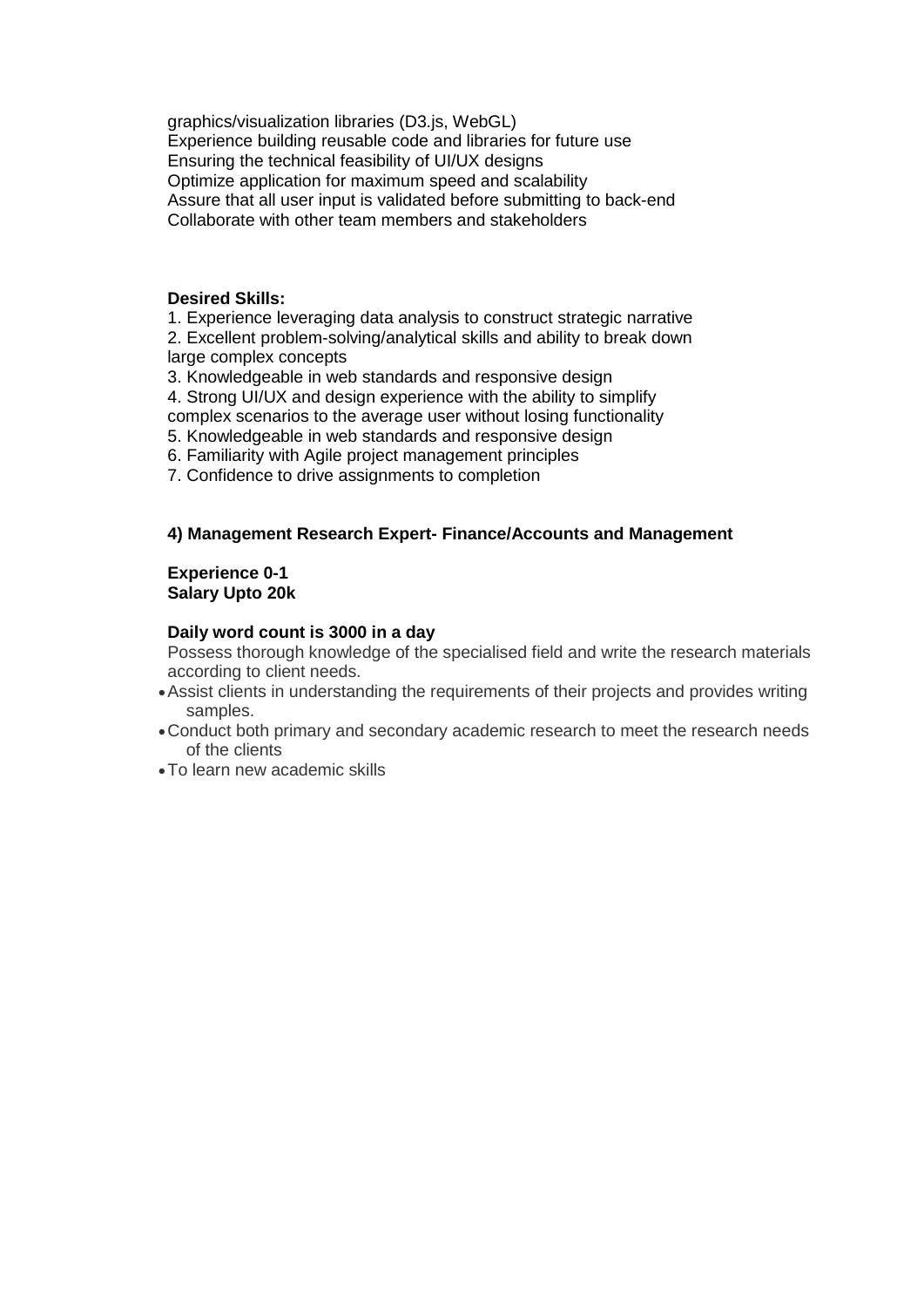graphics/visualization libraries (D3.js, WebGL)
Experience building reusable code and libraries for future use
Ensuring the technical feasibility of UI/UX designs
Optimize application for maximum speed and scalability
Assure that all user input is validated before submitting to back-end
Collaborate with other team members and stakeholders

**Desired Skills:**

1. Experience leveraging data analysis to construct strategic narrative
2. Excellent problem-solving/analytical skills and ability to break down large complex concepts
3. Knowledgeable in web standards and responsive design
4. Strong UI/UX and design experience with the ability to simplify complex scenarios to the average user without losing functionality
5. Knowledgeable in web standards and responsive design
6. Familiarity with Agile project management principles
7. Confidence to drive assignments to completion

**4) Management Research Expert- Finance/Accounts and Management**

**Experience 0-1**
**Salary Upto 20k**

**Daily word count is 3000 in a day**

Possess thorough knowledge of the specialised field and write the research materials according to client needs.

- Assist clients in understanding the requirements of their projects and provides writing samples.
- Conduct both primary and secondary academic research to meet the research needs of the clients
- To learn new academic skills